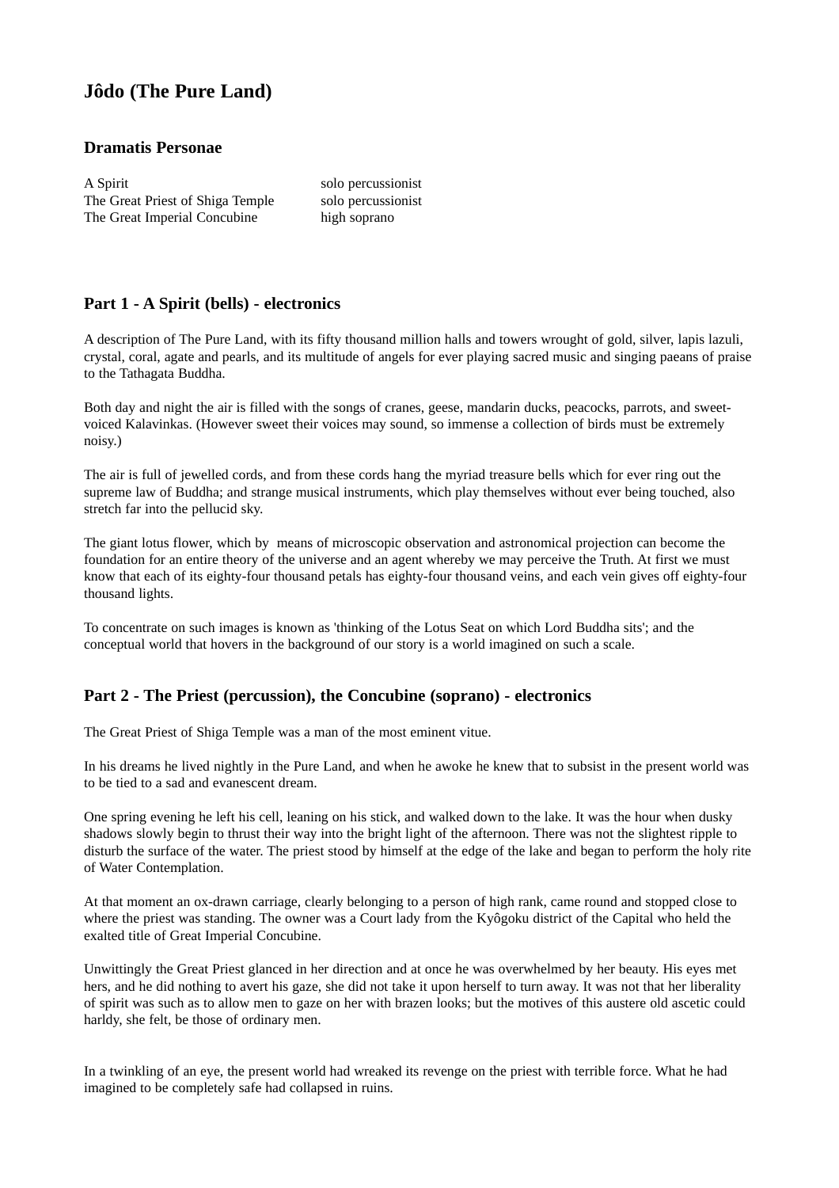# Jôdo (The Pure Land)

## Dramatis Personae

| | |
|---|---|
| A Spirit | solo percussionist |
| The Great Priest of Shiga Temple | solo percussionist |
| The Great Imperial Concubine | high soprano |

## Part 1 - A Spirit (bells) - electronics

A description of The Pure Land, with its fifty thousand million halls and towers wrought of gold, silver, lapis lazuli, crystal, coral, agate and pearls, and its multitude of angels for ever playing sacred music and singing paeans of praise to the Tathagata Buddha.

Both day and night the air is filled with the songs of cranes, geese, mandarin ducks, peacocks, parrots, and sweet-voiced Kalavinkas. (However sweet their voices may sound, so immense a collection of birds must be extremely noisy.)

The air is full of jewelled cords, and from these cords hang the myriad treasure bells which for ever ring out the supreme law of Buddha; and strange musical instruments, which play themselves without ever being touched, also stretch far into the pellucid sky.

The giant lotus flower, which by means of microscopic observation and astronomical projection can become the foundation for an entire theory of the universe and an agent whereby we may perceive the Truth. At first we must know that each of its eighty-four thousand petals has eighty-four thousand veins, and each vein gives off eighty-four thousand lights.

To concentrate on such images is known as 'thinking of the Lotus Seat on which Lord Buddha sits'; and the conceptual world that hovers in the background of our story is a world imagined on such a scale.

## Part 2 - The Priest (percussion), the Concubine (soprano) - electronics

The Great Priest of Shiga Temple was a man of the most eminent vitue.

In his dreams he lived nightly in the Pure Land, and when he awoke he knew that to subsist in the present world was to be tied to a sad and evanescent dream.

One spring evening he left his cell, leaning on his stick, and walked down to the lake. It was the hour when dusky shadows slowly begin to thrust their way into the bright light of the afternoon. There was not the slightest ripple to disturb the surface of the water. The priest stood by himself at the edge of the lake and began to perform the holy rite of Water Contemplation.

At that moment an ox-drawn carriage, clearly belonging to a person of high rank, came round and stopped close to where the priest was standing. The owner was a Court lady from the Kyôgoku district of the Capital who held the exalted title of Great Imperial Concubine.

Unwittingly the Great Priest glanced in her direction and at once he was overwhelmed by her beauty. His eyes met hers, and he did nothing to avert his gaze, she did not take it upon herself to turn away. It was not that her liberality of spirit was such as to allow men to gaze on her with brazen looks; but the motives of this austere old ascetic could harldy, she felt, be those of ordinary men.

In a twinkling of an eye, the present world had wreaked its revenge on the priest with terrible force. What he had imagined to be completely safe had collapsed in ruins.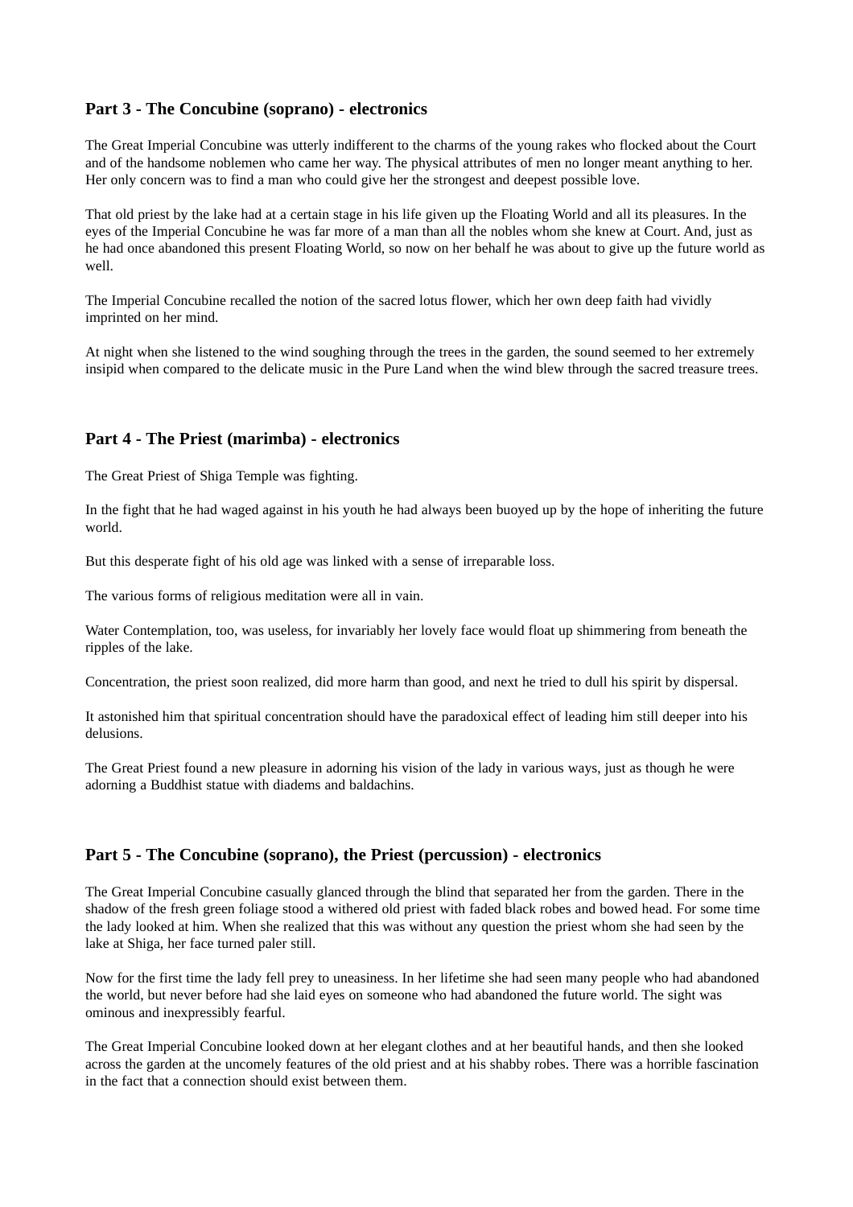### Part 3 - The Concubine (soprano) - electronics

The Great Imperial Concubine was utterly indifferent to the charms of the young rakes who flocked about the Court and of the handsome noblemen who came her way. The physical attributes of men no longer meant anything to her. Her only concern was to find a man who could give her the strongest and deepest possible love.

That old priest by the lake had at a certain stage in his life given up the Floating World and all its pleasures. In the eyes of the Imperial Concubine he was far more of a man than all the nobles whom she knew at Court. And, just as he had once abandoned this present Floating World, so now on her behalf he was about to give up the future world as well.

The Imperial Concubine recalled the notion of the sacred lotus flower, which her own deep faith had vividly imprinted on her mind.

At night when she listened to the wind soughing through the trees in the garden, the sound seemed to her extremely insipid when compared to the delicate music in the Pure Land when the wind blew through the sacred treasure trees.

### Part 4 - The Priest (marimba) - electronics

The Great Priest of Shiga Temple was fighting.

In the fight that he had waged against in his youth he had always been buoyed up by the hope of inheriting the future world.

But this desperate fight of his old age was linked with a sense of irreparable loss.

The various forms of religious meditation were all in vain.

Water Contemplation, too, was useless, for invariably her lovely face would float up shimmering from beneath the ripples of the lake.

Concentration, the priest soon realized, did more harm than good, and next he tried to dull his spirit by dispersal.

It astonished him that spiritual concentration should have the paradoxical effect of leading him still deeper into his delusions.

The Great Priest found a new pleasure in adorning his vision of the lady in various ways, just as though he were adorning a Buddhist statue with diadems and baldachins.

### Part 5 - The Concubine (soprano), the Priest (percussion) - electronics

The Great Imperial Concubine casually glanced through the blind that separated her from the garden. There in the shadow of the fresh green foliage stood a withered old priest with faded black robes and bowed head. For some time the lady looked at him. When she realized that this was without any question the priest whom she had seen by the lake at Shiga, her face turned paler still.

Now for the first time the lady fell prey to uneasiness. In her lifetime she had seen many people who had abandoned the world, but never before had she laid eyes on someone who had abandoned the future world. The sight was ominous and inexpressibly fearful.

The Great Imperial Concubine looked down at her elegant clothes and at her beautiful hands, and then she looked across the garden at the uncomely features of the old priest and at his shabby robes. There was a horrible fascination in the fact that a connection should exist between them.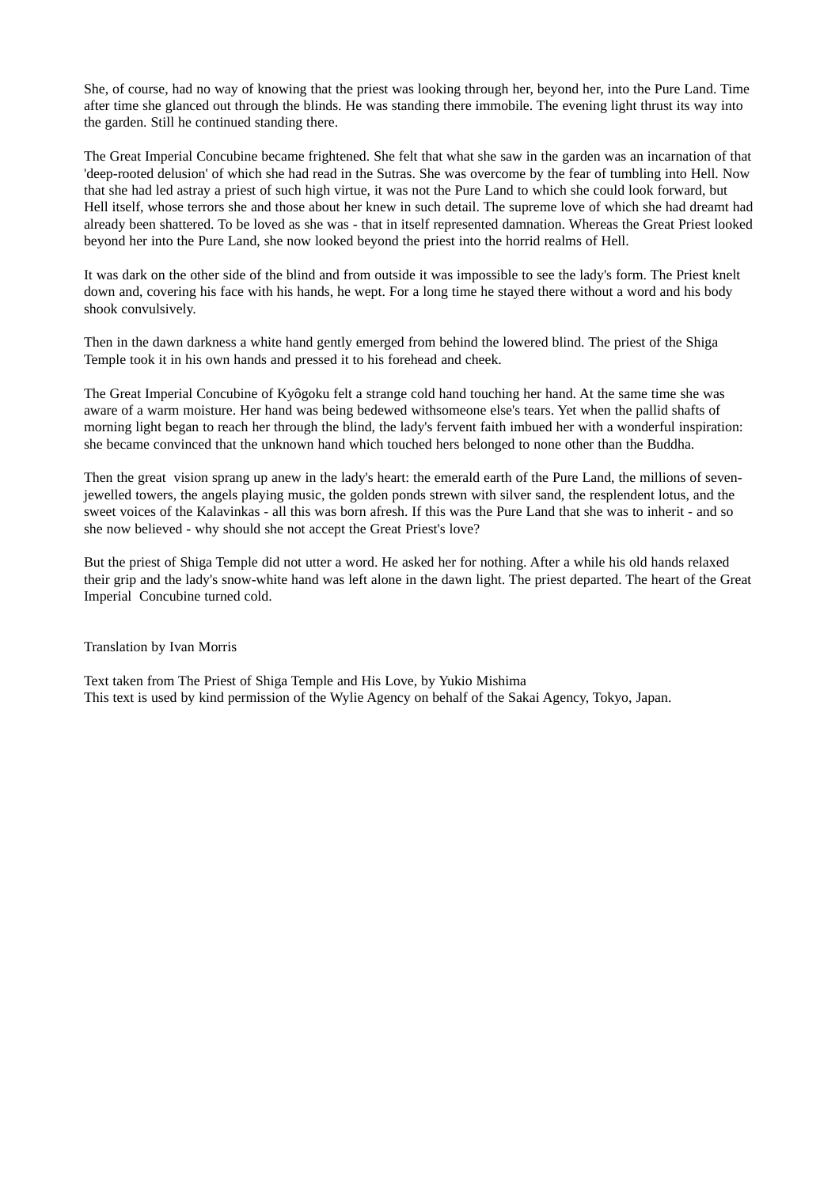She, of course, had no way of knowing that the priest was looking through her, beyond her, into the Pure Land. Time after time she glanced out through the blinds. He was standing there immobile. The evening light thrust its way into the garden. Still he continued standing there.

The Great Imperial Concubine became frightened. She felt that what she saw in the garden was an incarnation of that 'deep-rooted delusion' of which she had read in the Sutras. She was overcome by the fear of tumbling into Hell. Now that she had led astray a priest of such high virtue, it was not the Pure Land to which she could look forward, but Hell itself, whose terrors she and those about her knew in such detail. The supreme love of which she had dreamt had already been shattered. To be loved as she was - that in itself represented damnation. Whereas the Great Priest looked beyond her into the Pure Land, she now looked beyond the priest into the horrid realms of Hell.

It was dark on the other side of the blind and from outside it was impossible to see the lady's form. The Priest knelt down and, covering his face with his hands, he wept. For a long time he stayed there without a word and his body shook convulsively.

Then in the dawn darkness a white hand gently emerged from behind the lowered blind. The priest of the Shiga Temple took it in his own hands and pressed it to his forehead and cheek.

The Great Imperial Concubine of Kyôgoku felt a strange cold hand touching her hand. At the same time she was aware of a warm moisture. Her hand was being bedewed withsomeone else's tears. Yet when the pallid shafts of morning light began to reach her through the blind, the lady's fervent faith imbued her with a wonderful inspiration: she became convinced that the unknown hand which touched hers belonged to none other than the Buddha.

Then the great vision sprang up anew in the lady's heart: the emerald earth of the Pure Land, the millions of seven-jewelled towers, the angels playing music, the golden ponds strewn with silver sand, the resplendent lotus, and the sweet voices of the Kalavinkas - all this was born afresh. If this was the Pure Land that she was to inherit - and so she now believed - why should she not accept the Great Priest's love?

But the priest of Shiga Temple did not utter a word. He asked her for nothing. After a while his old hands relaxed their grip and the lady's snow-white hand was left alone in the dawn light. The priest departed. The heart of the Great Imperial Concubine turned cold.

Translation by Ivan Morris

Text taken from The Priest of Shiga Temple and His Love, by Yukio Mishima
This text is used by kind permission of the Wylie Agency on behalf of the Sakai Agency, Tokyo, Japan.